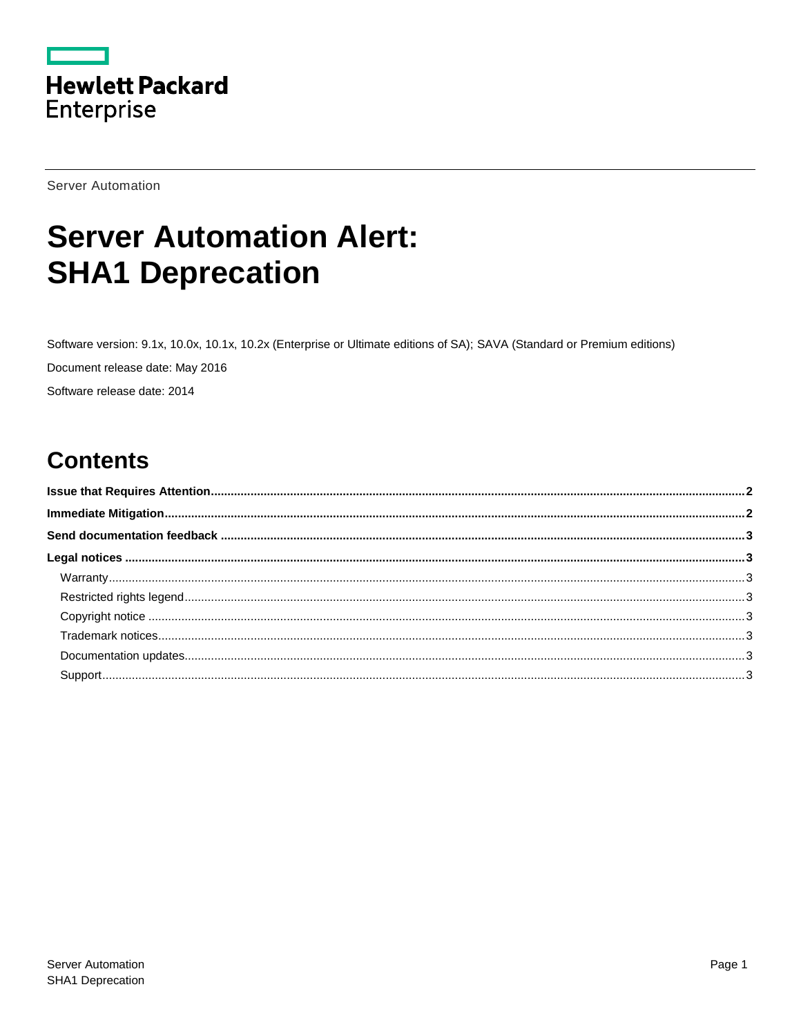Hewlett Packard Enterprise

Server Automation

# Server Automation Alert: SHA1 Deprecation

Software version: 9.1x, 10.0x, 10.1x, 10.2x (Enterprise or Ultimate editions of SA); SAVA (Standard or Premium editions)

Document release date: May 2016

Software release date: 2014

## Contents

**Issue that Requires Attention** ..... 2

**Immediate Mitigation** ..... 2

**Send documentation feedback** ..... 3

**Legal notices** ..... 3

- Warranty ..... 3
- Restricted rights legend ..... 3
- Copyright notice ..... 3
- Trademark notices ..... 3
- Documentation updates ..... 3
- Support ..... 3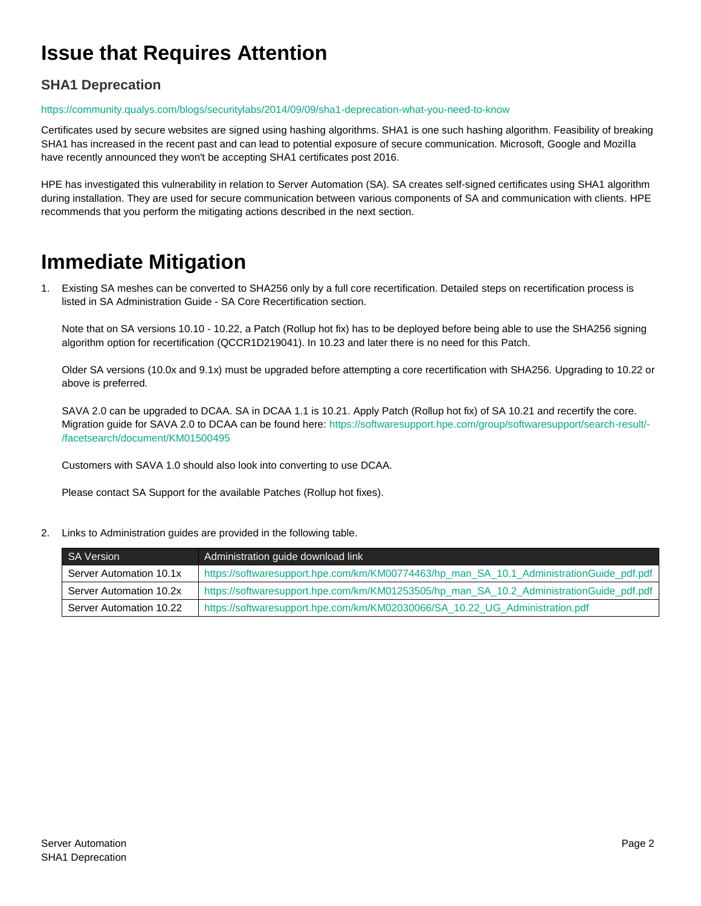# Issue that Requires Attention

## SHA1 Deprecation

https://community.qualys.com/blogs/securitylabs/2014/09/09/sha1-deprecation-what-you-need-to-know

Certificates used by secure websites are signed using hashing algorithms. SHA1 is one such hashing algorithm. Feasibility of breaking SHA1 has increased in the recent past and can lead to potential exposure of secure communication. Microsoft, Google and Mozilla have recently announced they won't be accepting SHA1 certificates post 2016.

HPE has investigated this vulnerability in relation to Server Automation (SA). SA creates self-signed certificates using SHA1 algorithm during installation. They are used for secure communication between various components of SA and communication with clients. HPE recommends that you perform the mitigating actions described in the next section.

# Immediate Mitigation

1. Existing SA meshes can be converted to SHA256 only by a full core recertification. Detailed steps on recertification process is listed in SA Administration Guide - SA Core Recertification section.

   Note that on SA versions 10.10 - 10.22, a Patch (Rollup hot fix) has to be deployed before being able to use the SHA256 signing algorithm option for recertification (QCCR1D219041). In 10.23 and later there is no need for this Patch.

   Older SA versions (10.0x and 9.1x) must be upgraded before attempting a core recertification with SHA256. Upgrading to 10.22 or above is preferred.

   SAVA 2.0 can be upgraded to DCAA. SA in DCAA 1.1 is 10.21. Apply Patch (Rollup hot fix) of SA 10.21 and recertify the core. Migration guide for SAVA 2.0 to DCAA can be found here: https://softwaresupport.hpe.com/group/softwaresupport/search-result/-/facetsearch/document/KM01500495

   Customers with SAVA 1.0 should also look into converting to use DCAA.

   Please contact SA Support for the available Patches (Rollup hot fixes).

2. Links to Administration guides are provided in the following table.

| SA Version | Administration guide download link |
|---|---|
| Server Automation 10.1x | https://softwaresupport.hpe.com/km/KM00774463/hp_man_SA_10.1_AdministrationGuide_pdf.pdf |
| Server Automation 10.2x | https://softwaresupport.hpe.com/km/KM01253505/hp_man_SA_10.2_AdministrationGuide_pdf.pdf |
| Server Automation 10.22 | https://softwaresupport.hpe.com/km/KM02030066/SA_10.22_UG_Administration.pdf |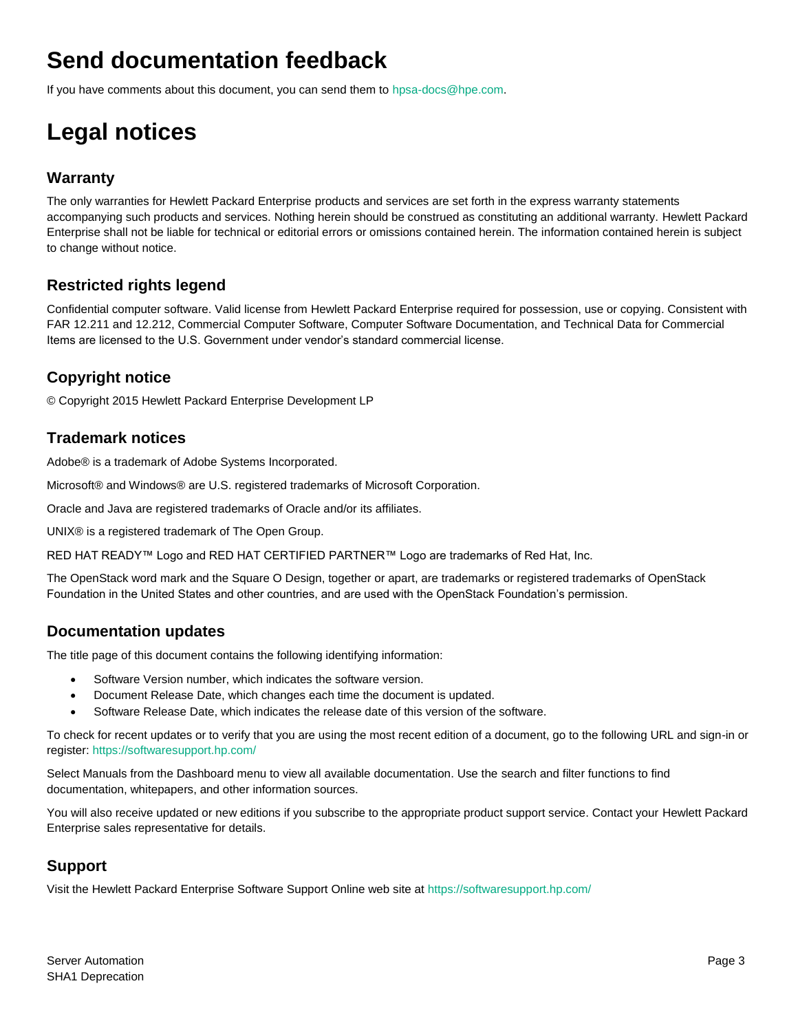# Send documentation feedback

If you have comments about this document, you can send them to hpsa-docs@hpe.com.

# Legal notices

## Warranty

The only warranties for Hewlett Packard Enterprise products and services are set forth in the express warranty statements accompanying such products and services. Nothing herein should be construed as constituting an additional warranty. Hewlett Packard Enterprise shall not be liable for technical or editorial errors or omissions contained herein. The information contained herein is subject to change without notice.

## Restricted rights legend

Confidential computer software. Valid license from Hewlett Packard Enterprise required for possession, use or copying. Consistent with FAR 12.211 and 12.212, Commercial Computer Software, Computer Software Documentation, and Technical Data for Commercial Items are licensed to the U.S. Government under vendor's standard commercial license.

## Copyright notice

© Copyright 2015 Hewlett Packard Enterprise Development LP

## Trademark notices

Adobe® is a trademark of Adobe Systems Incorporated.

Microsoft® and Windows® are U.S. registered trademarks of Microsoft Corporation.

Oracle and Java are registered trademarks of Oracle and/or its affiliates.

UNIX® is a registered trademark of The Open Group.

RED HAT READY™ Logo and RED HAT CERTIFIED PARTNER™ Logo are trademarks of Red Hat, Inc.

The OpenStack word mark and the Square O Design, together or apart, are trademarks or registered trademarks of OpenStack Foundation in the United States and other countries, and are used with the OpenStack Foundation's permission.

## Documentation updates

The title page of this document contains the following identifying information:

- Software Version number, which indicates the software version.
- Document Release Date, which changes each time the document is updated.
- Software Release Date, which indicates the release date of this version of the software.

To check for recent updates or to verify that you are using the most recent edition of a document, go to the following URL and sign-in or register: https://softwaresupport.hp.com/

Select Manuals from the Dashboard menu to view all available documentation. Use the search and filter functions to find documentation, whitepapers, and other information sources.

You will also receive updated or new editions if you subscribe to the appropriate product support service. Contact your Hewlett Packard Enterprise sales representative for details.

## Support

Visit the Hewlett Packard Enterprise Software Support Online web site at https://softwaresupport.hp.com/